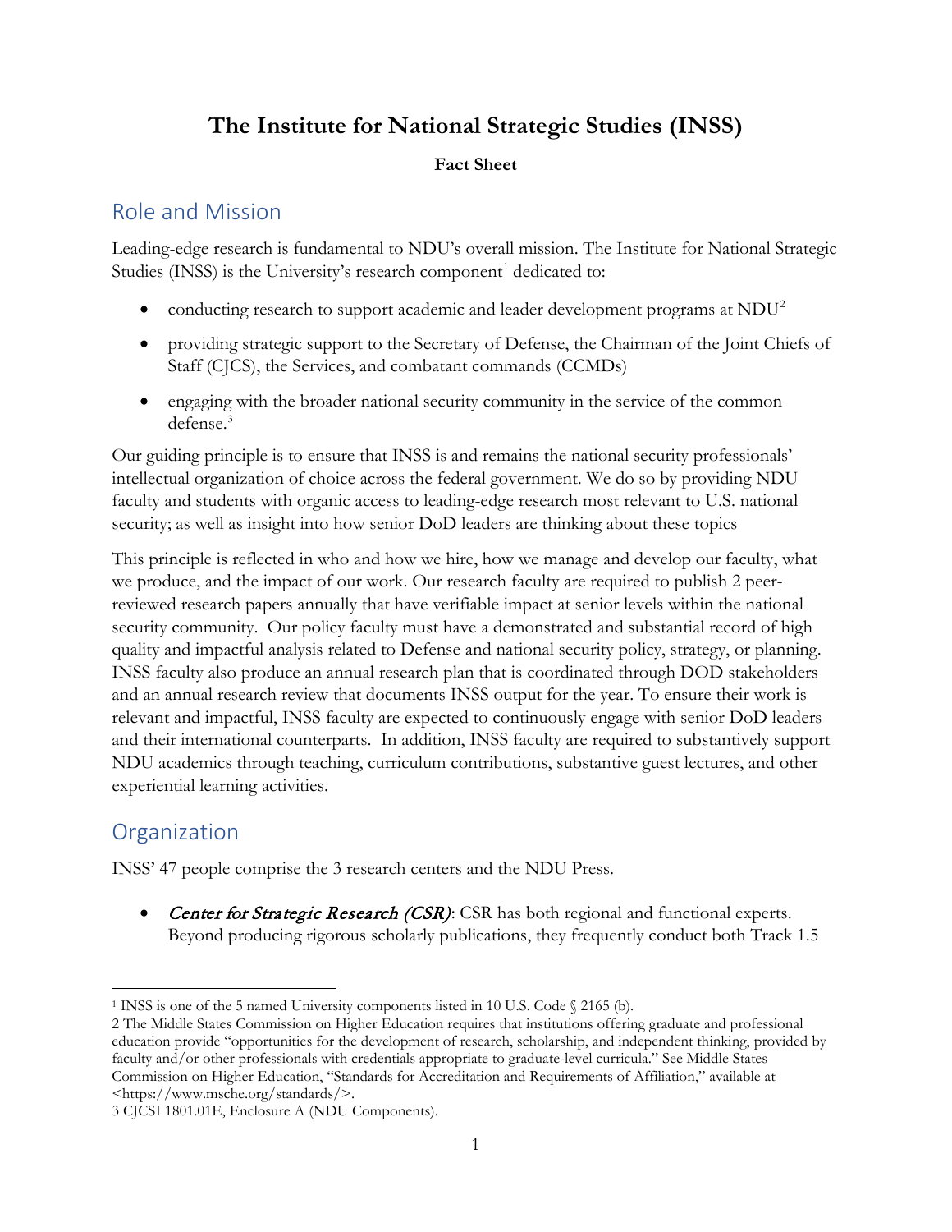# The Institute for National Strategic Studies (INSS)

**Fact Sheet**

## Role and Mission

Leading-edge research is fundamental to NDU's overall mission. The Institute for National Strategic Studies (INSS) is the University's research component[1] dedicated to:

- conducting research to support academic and leader development programs at NDU[2]
- providing strategic support to the Secretary of Defense, the Chairman of the Joint Chiefs of Staff (CJCS), the Services, and combatant commands (CCMDs)
- engaging with the broader national security community in the service of the common defense.[3]

Our guiding principle is to ensure that INSS is and remains the national security professionals' intellectual organization of choice across the federal government. We do so by providing NDU faculty and students with organic access to leading-edge research most relevant to U.S. national security; as well as insight into how senior DoD leaders are thinking about these topics

This principle is reflected in who and how we hire, how we manage and develop our faculty, what we produce, and the impact of our work. Our research faculty are required to publish 2 peer-reviewed research papers annually that have verifiable impact at senior levels within the national security community. Our policy faculty must have a demonstrated and substantial record of high quality and impactful analysis related to Defense and national security policy, strategy, or planning. INSS faculty also produce an annual research plan that is coordinated through DOD stakeholders and an annual research review that documents INSS output for the year. To ensure their work is relevant and impactful, INSS faculty are expected to continuously engage with senior DoD leaders and their international counterparts. In addition, INSS faculty are required to substantively support NDU academics through teaching, curriculum contributions, substantive guest lectures, and other experiential learning activities.

## Organization

INSS' 47 people comprise the 3 research centers and the NDU Press.

- ***Center for Strategic Research (CSR)***: CSR has both regional and functional experts. Beyond producing rigorous scholarly publications, they frequently conduct both Track 1.5

---

[1] INSS is one of the 5 named University components listed in 10 U.S. Code § 2165 (b).

[2] The Middle States Commission on Higher Education requires that institutions offering graduate and professional education provide "opportunities for the development of research, scholarship, and independent thinking, provided by faculty and/or other professionals with credentials appropriate to graduate-level curricula." See Middle States Commission on Higher Education, "Standards for Accreditation and Requirements of Affiliation," available at <https://www.msche.org/standards/>.

[3] CJCSI 1801.01E, Enclosure A (NDU Components).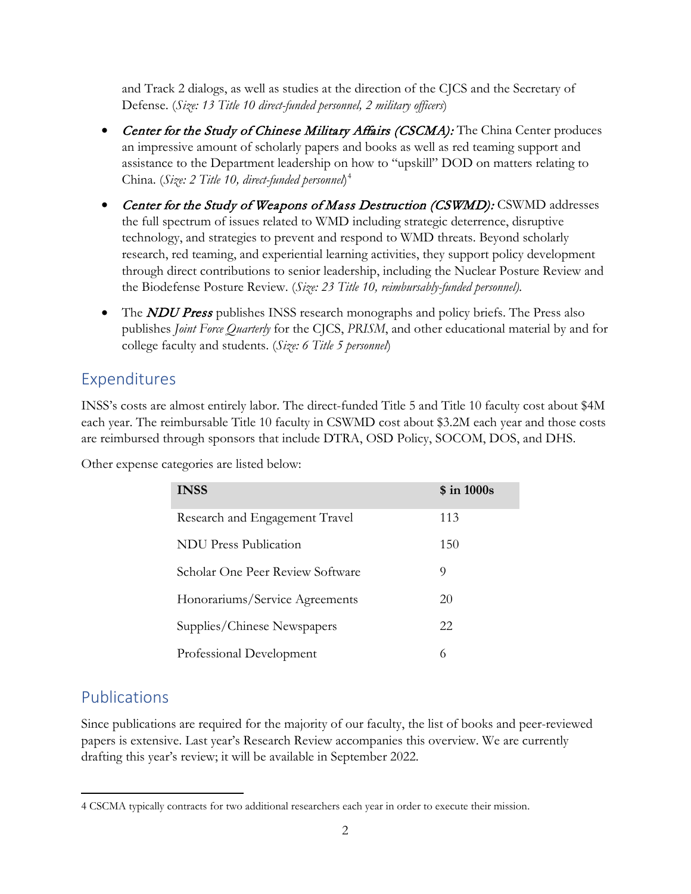and Track 2 dialogs, as well as studies at the direction of the CJCS and the Secretary of Defense. (*Size: 13 Title 10 direct-funded personnel, 2 military officers*)

- ***Center for the Study of Chinese Military Affairs (CSCMA):*** The China Center produces an impressive amount of scholarly papers and books as well as red teaming support and assistance to the Department leadership on how to "upskill" DOD on matters relating to China. (*Size: 2 Title 10, direct-funded personnel*)[4]
- ***Center for the Study of Weapons of Mass Destruction (CSWMD):*** CSWMD addresses the full spectrum of issues related to WMD including strategic deterrence, disruptive technology, and strategies to prevent and respond to WMD threats. Beyond scholarly research, red teaming, and experiential learning activities, they support policy development through direct contributions to senior leadership, including the Nuclear Posture Review and the Biodefense Posture Review. (*Size: 23 Title 10, reimbursably-funded personnel).*
- The ***NDU Press*** publishes INSS research monographs and policy briefs. The Press also publishes *Joint Force Quarterly* for the CJCS, *PRISM*, and other educational material by and for college faculty and students. (*Size: 6 Title 5 personnel*)

## Expenditures

INSS's costs are almost entirely labor. The direct-funded Title 5 and Title 10 faculty cost about $4M each year. The reimbursable Title 10 faculty in CSWMD cost about $3.2M each year and those costs are reimbursed through sponsors that include DTRA, OSD Policy, SOCOM, DOS, and DHS.

Other expense categories are listed below:

| INSS | $ in 1000s |
|---|---|
| Research and Engagement Travel | 113 |
| NDU Press Publication | 150 |
| Scholar One Peer Review Software | 9 |
| Honorariums/Service Agreements | 20 |
| Supplies/Chinese Newspapers | 22 |
| Professional Development | 6 |

## Publications

Since publications are required for the majority of our faculty, the list of books and peer-reviewed papers is extensive. Last year's Research Review accompanies this overview. We are currently drafting this year's review; it will be available in September 2022.

---

4 CSCMA typically contracts for two additional researchers each year in order to execute their mission.